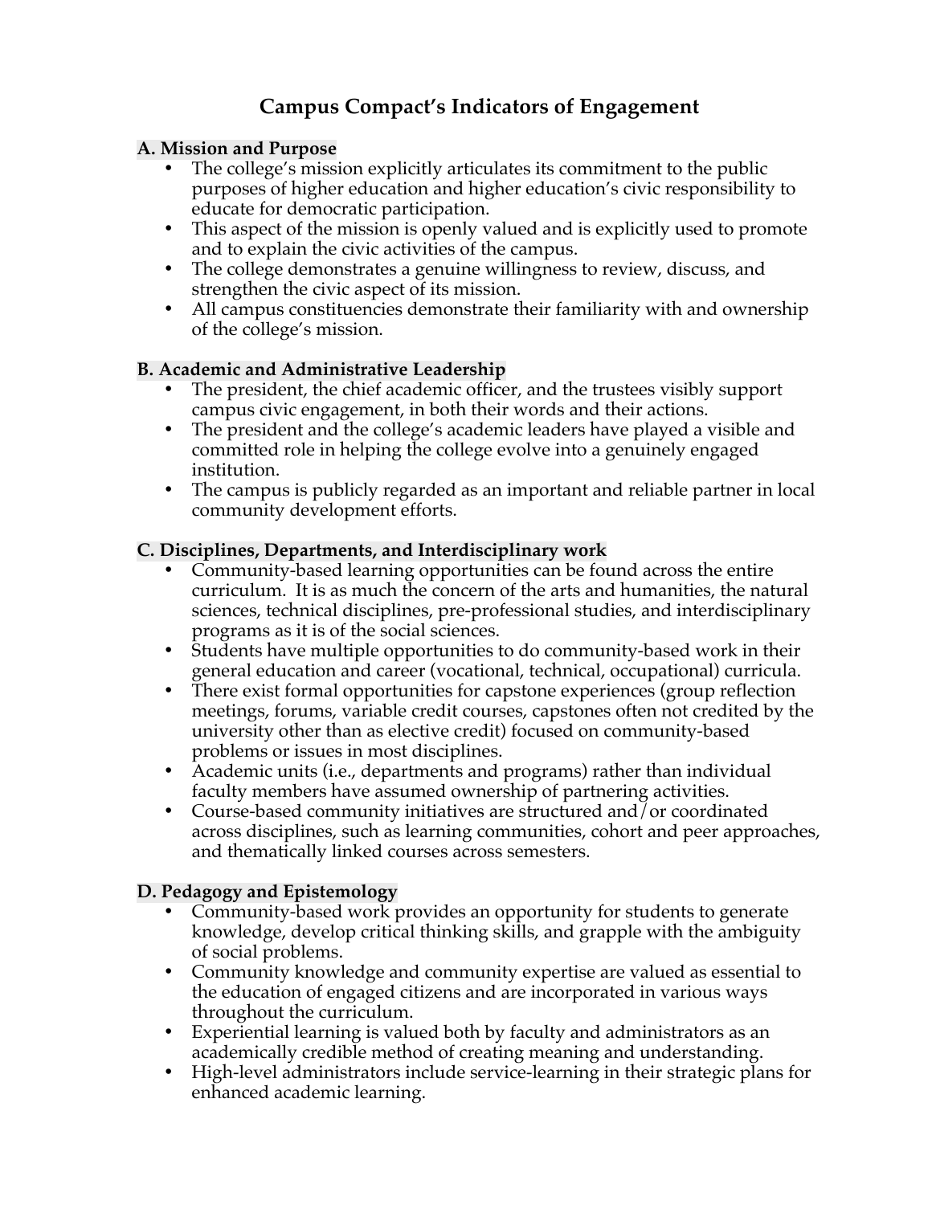# Campus Compact's Indicators of Engagement

## A. Mission and Purpose

- The college's mission explicitly articulates its commitment to the public purposes of higher education and higher education's civic responsibility to educate for democratic participation.
- This aspect of the mission is openly valued and is explicitly used to promote and to explain the civic activities of the campus.
- The college demonstrates a genuine willingness to review, discuss, and strengthen the civic aspect of its mission.
- All campus constituencies demonstrate their familiarity with and ownership of the college's mission.

## B. Academic and Administrative Leadership

- The president, the chief academic officer, and the trustees visibly support campus civic engagement, in both their words and their actions.
- The president and the college's academic leaders have played a visible and committed role in helping the college evolve into a genuinely engaged institution.
- The campus is publicly regarded as an important and reliable partner in local community development efforts.

## C. Disciplines, Departments, and Interdisciplinary work

- Community-based learning opportunities can be found across the entire curriculum. It is as much the concern of the arts and humanities, the natural sciences, technical disciplines, pre-professional studies, and interdisciplinary programs as it is of the social sciences.
- Students have multiple opportunities to do community-based work in their general education and career (vocational, technical, occupational) curricula.
- There exist formal opportunities for capstone experiences (group reflection meetings, forums, variable credit courses, capstones often not credited by the university other than as elective credit) focused on community-based problems or issues in most disciplines.
- Academic units (i.e., departments and programs) rather than individual faculty members have assumed ownership of partnering activities.
- Course-based community initiatives are structured and/or coordinated across disciplines, such as learning communities, cohort and peer approaches, and thematically linked courses across semesters.

## D. Pedagogy and Epistemology

- Community-based work provides an opportunity for students to generate knowledge, develop critical thinking skills, and grapple with the ambiguity of social problems.
- Community knowledge and community expertise are valued as essential to the education of engaged citizens and are incorporated in various ways throughout the curriculum.
- Experiential learning is valued both by faculty and administrators as an academically credible method of creating meaning and understanding.
- High-level administrators include service-learning in their strategic plans for enhanced academic learning.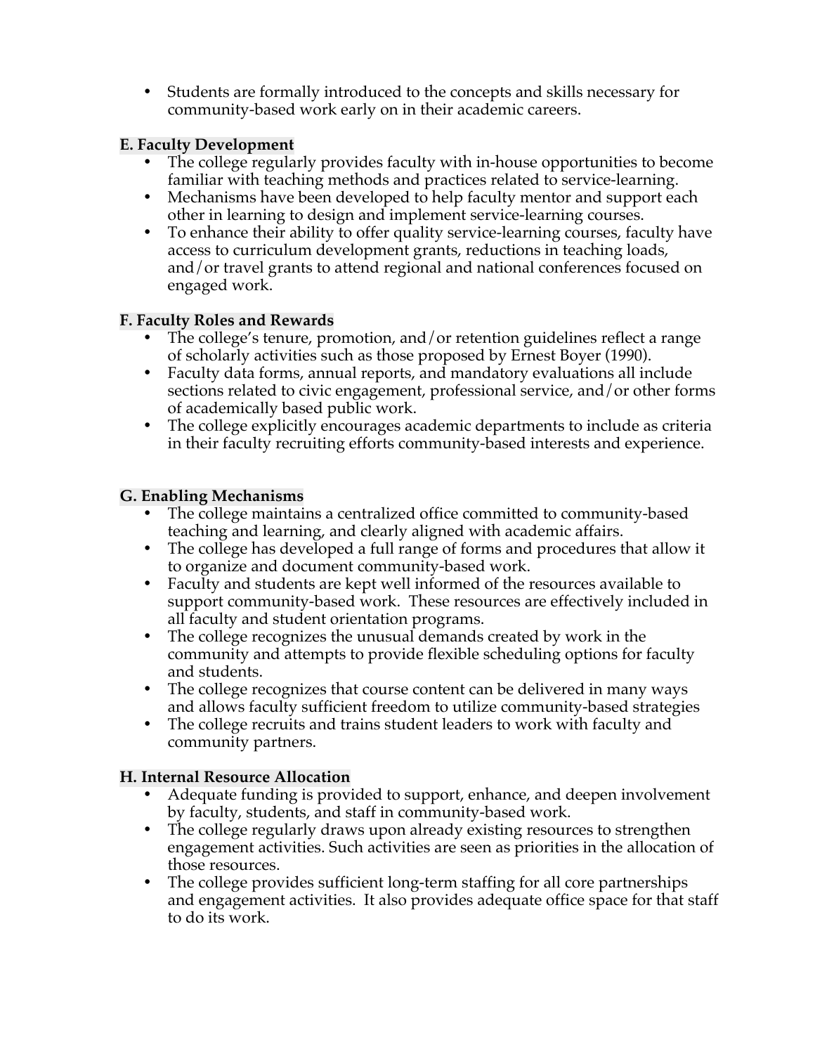- Students are formally introduced to the concepts and skills necessary for community-based work early on in their academic careers.

**E. Faculty Development**

- The college regularly provides faculty with in-house opportunities to become familiar with teaching methods and practices related to service-learning.
- Mechanisms have been developed to help faculty mentor and support each other in learning to design and implement service-learning courses.
- To enhance their ability to offer quality service-learning courses, faculty have access to curriculum development grants, reductions in teaching loads, and/or travel grants to attend regional and national conferences focused on engaged work.

**F. Faculty Roles and Rewards**

- The college's tenure, promotion, and/or retention guidelines reflect a range of scholarly activities such as those proposed by Ernest Boyer (1990).
- Faculty data forms, annual reports, and mandatory evaluations all include sections related to civic engagement, professional service, and/or other forms of academically based public work.
- The college explicitly encourages academic departments to include as criteria in their faculty recruiting efforts community-based interests and experience.

**G. Enabling Mechanisms**

- The college maintains a centralized office committed to community-based teaching and learning, and clearly aligned with academic affairs.
- The college has developed a full range of forms and procedures that allow it to organize and document community-based work.
- Faculty and students are kept well informed of the resources available to support community-based work. These resources are effectively included in all faculty and student orientation programs.
- The college recognizes the unusual demands created by work in the community and attempts to provide flexible scheduling options for faculty and students.
- The college recognizes that course content can be delivered in many ways and allows faculty sufficient freedom to utilize community-based strategies
- The college recruits and trains student leaders to work with faculty and community partners.

**H. Internal Resource Allocation**

- Adequate funding is provided to support, enhance, and deepen involvement by faculty, students, and staff in community-based work.
- The college regularly draws upon already existing resources to strengthen engagement activities. Such activities are seen as priorities in the allocation of those resources.
- The college provides sufficient long-term staffing for all core partnerships and engagement activities. It also provides adequate office space for that staff to do its work.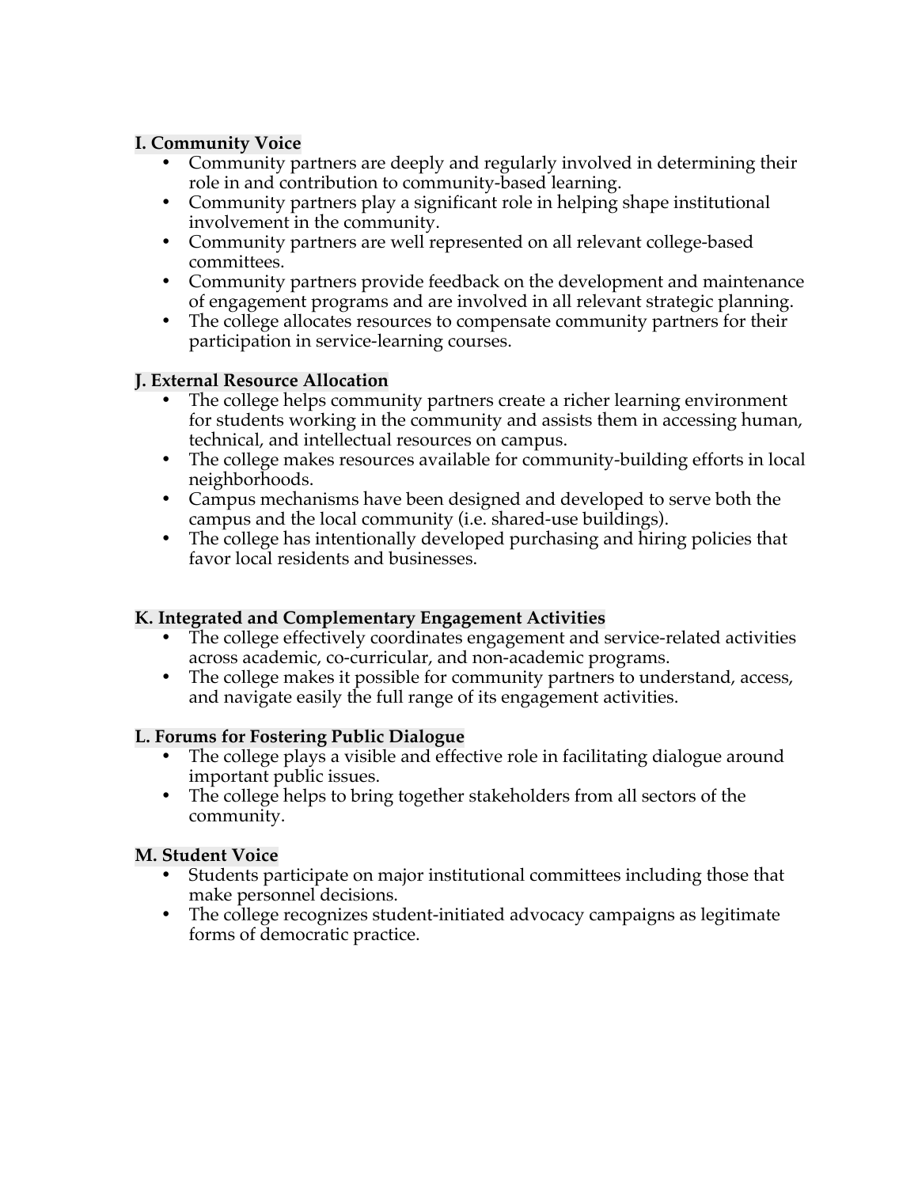**I. Community Voice**

- Community partners are deeply and regularly involved in determining their role in and contribution to community-based learning.
- Community partners play a significant role in helping shape institutional involvement in the community.
- Community partners are well represented on all relevant college-based committees.
- Community partners provide feedback on the development and maintenance of engagement programs and are involved in all relevant strategic planning.
- The college allocates resources to compensate community partners for their participation in service-learning courses.

**J. External Resource Allocation**

- The college helps community partners create a richer learning environment for students working in the community and assists them in accessing human, technical, and intellectual resources on campus.
- The college makes resources available for community-building efforts in local neighborhoods.
- Campus mechanisms have been designed and developed to serve both the campus and the local community (i.e. shared-use buildings).
- The college has intentionally developed purchasing and hiring policies that favor local residents and businesses.

**K. Integrated and Complementary Engagement Activities**

- The college effectively coordinates engagement and service-related activities across academic, co-curricular, and non-academic programs.
- The college makes it possible for community partners to understand, access, and navigate easily the full range of its engagement activities.

**L. Forums for Fostering Public Dialogue**

- The college plays a visible and effective role in facilitating dialogue around important public issues.
- The college helps to bring together stakeholders from all sectors of the community.

**M. Student Voice**

- Students participate on major institutional committees including those that make personnel decisions.
- The college recognizes student-initiated advocacy campaigns as legitimate forms of democratic practice.